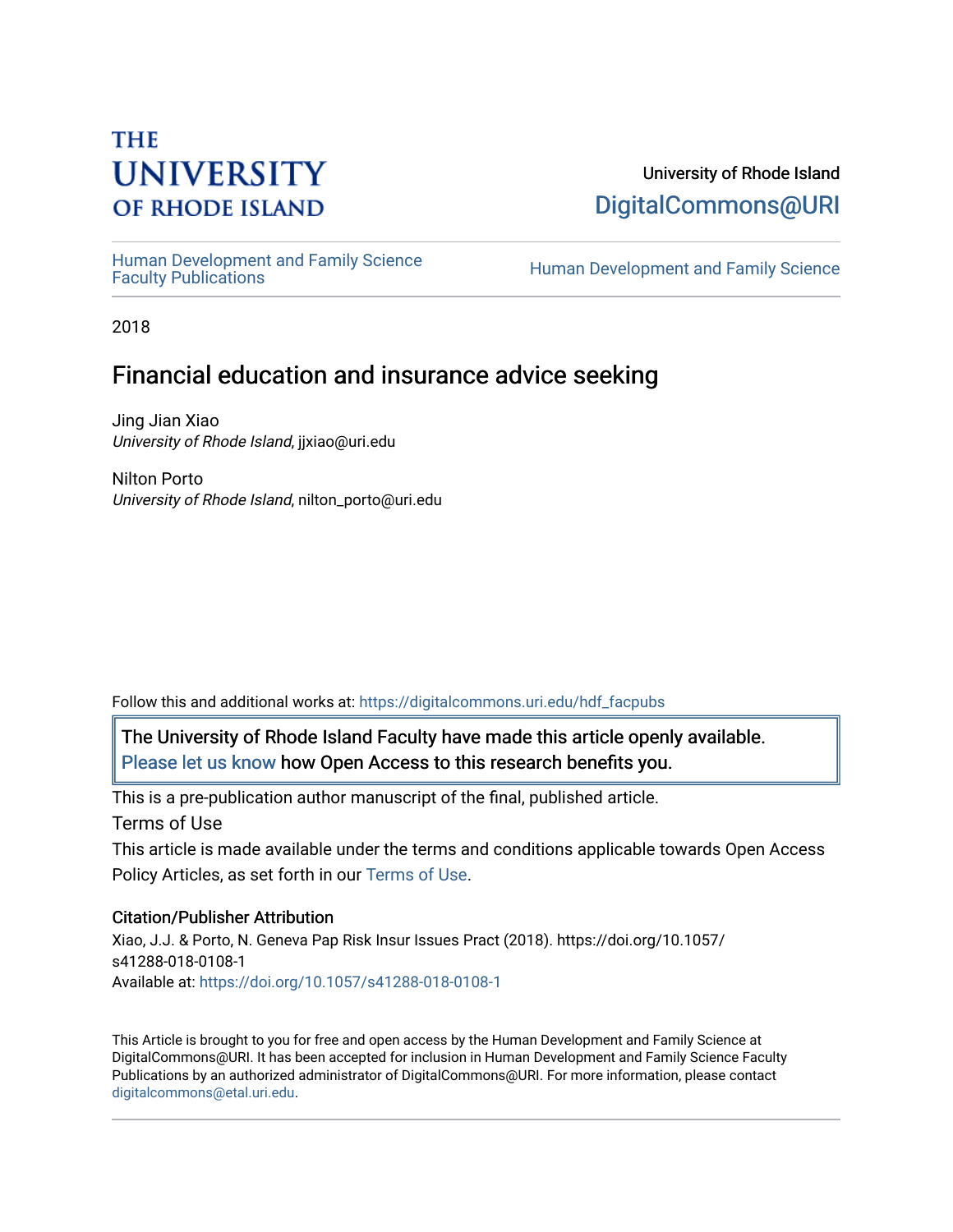THE UNIVERSITY OF RHODE ISLAND

University of Rhode Island
DigitalCommons@URI

Human Development and Family Science Faculty Publications | Human Development and Family Science

2018

# Financial education and insurance advice seeking

Jing Jian Xiao
*University of Rhode Island*, jjxiao@uri.edu

Nilton Porto
*University of Rhode Island*, nilton_porto@uri.edu

Follow this and additional works at: https://digitalcommons.uri.edu/hdf_facpubs

The University of Rhode Island Faculty have made this article openly available. Please let us know how Open Access to this research benefits you.

This is a pre-publication author manuscript of the final, published article.

Terms of Use

This article is made available under the terms and conditions applicable towards Open Access Policy Articles, as set forth in our Terms of Use.

### Citation/Publisher Attribution

Xiao, J.J. & Porto, N. Geneva Pap Risk Insur Issues Pract (2018). https://doi.org/10.1057/s41288-018-0108-1
Available at: https://doi.org/10.1057/s41288-018-0108-1

This Article is brought to you for free and open access by the Human Development and Family Science at DigitalCommons@URI. It has been accepted for inclusion in Human Development and Family Science Faculty Publications by an authorized administrator of DigitalCommons@URI. For more information, please contact digitalcommons@etal.uri.edu.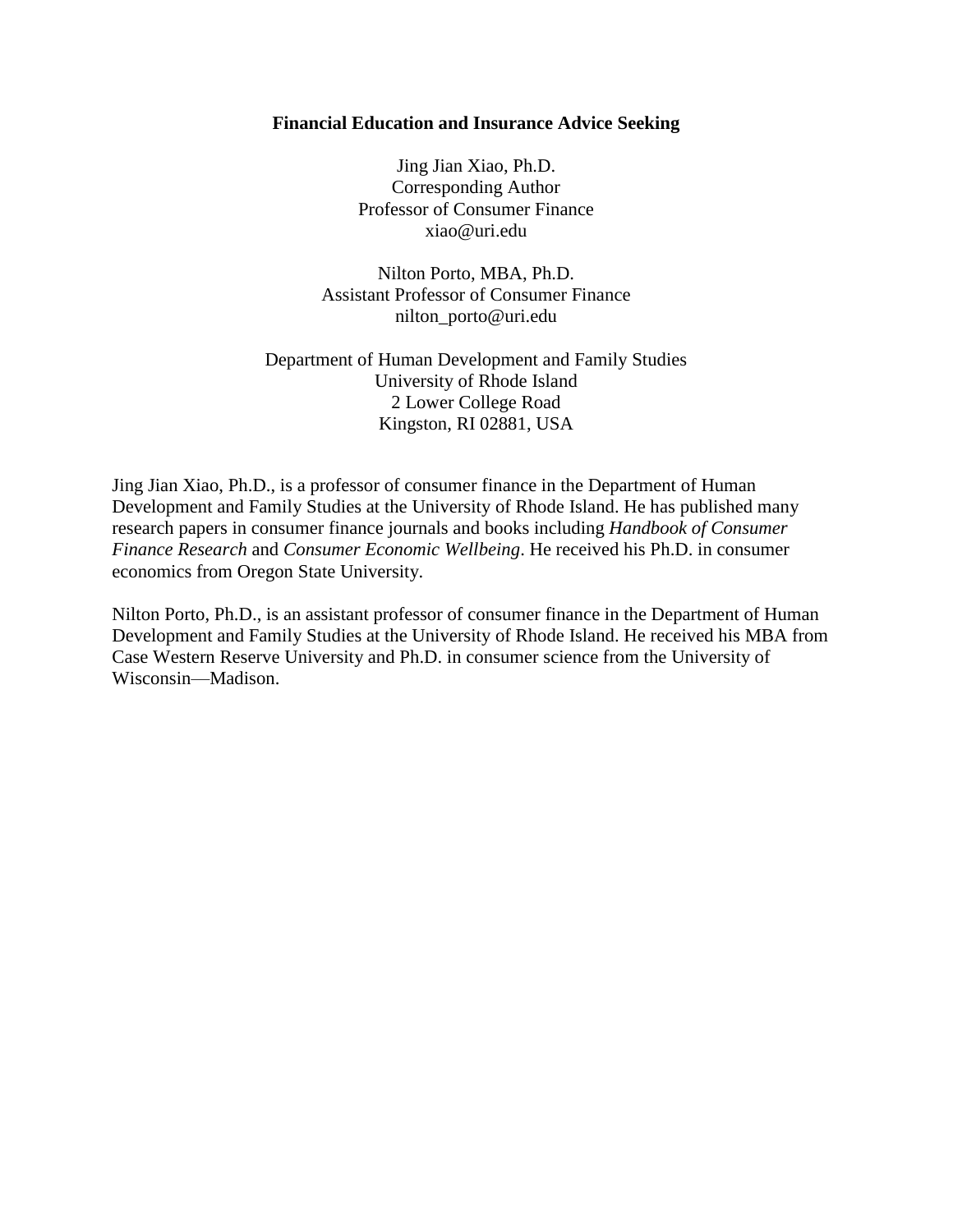**Financial Education and Insurance Advice Seeking**

Jing Jian Xiao, Ph.D.
Corresponding Author
Professor of Consumer Finance
xiao@uri.edu

Nilton Porto, MBA, Ph.D.
Assistant Professor of Consumer Finance
nilton_porto@uri.edu

Department of Human Development and Family Studies
University of Rhode Island
2 Lower College Road
Kingston, RI 02881, USA

Jing Jian Xiao, Ph.D., is a professor of consumer finance in the Department of Human Development and Family Studies at the University of Rhode Island. He has published many research papers in consumer finance journals and books including *Handbook of Consumer Finance Research* and *Consumer Economic Wellbeing*. He received his Ph.D. in consumer economics from Oregon State University.

Nilton Porto, Ph.D., is an assistant professor of consumer finance in the Department of Human Development and Family Studies at the University of Rhode Island. He received his MBA from Case Western Reserve University and Ph.D. in consumer science from the University of Wisconsin—Madison.